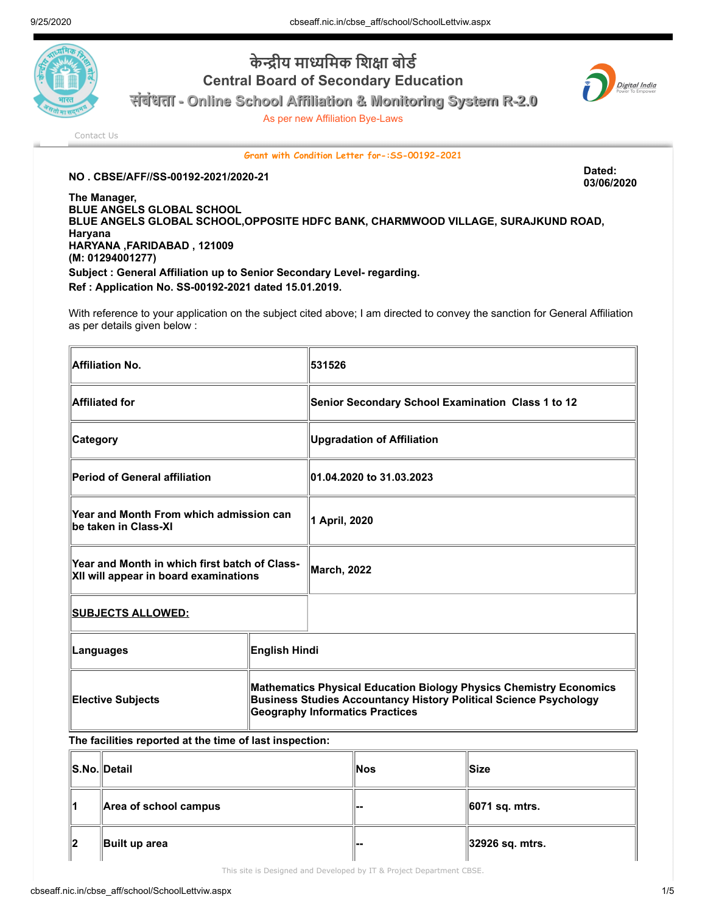# केन्द्रीय माध्यमिक शिक्षा बोर्ड

## Central Board of Secondary Education

### संबंधता - Online School Affiliation & Monitoring System R-2.0

As per new Affiliation Bye-Laws

Contact Us

**Grant with Condition Letter for-:SS-00192-2021**

**NO . CBSE/AFF//SS-00192-2021/2020-21**

**Dated: 03/06/2020**

**The Manager,**
**BLUE ANGELS GLOBAL SCHOOL**
**BLUE ANGELS GLOBAL SCHOOL,OPPOSITE HDFC BANK, CHARMWOOD VILLAGE, SURAJKUND ROAD, Haryana**
**HARYANA ,FARIDABAD , 121009**
**(M: 01294001277)**

**Subject : General Affiliation up to Senior Secondary Level- regarding.**

**Ref : Application No. SS-00192-2021 dated 15.01.2019.**

With reference to your application on the subject cited above; I am directed to convey the sanction for General Affiliation as per details given below :

| | |
|---|---|
| **Affiliation No.** | **531526** |
| **Affiliated for** | **Senior Secondary School Examination Class 1 to 12** |
| **Category** | **Upgradation of Affiliation** |
| **Period of General affiliation** | **01.04.2020 to 31.03.2023** |
| **Year and Month From which admission can be taken in Class-XI** | **1 April, 2020** |
| **Year and Month in which first batch of Class-XII will appear in board examinations** | **March, 2022** |
| **SUBJECTS ALLOWED:** | |
| **Languages** | **English Hindi** |
| **Elective Subjects** | **Mathematics Physical Education Biology Physics Chemistry Economics Business Studies Accountancy History Political Science Psychology Geography Informatics Practices** |

**The facilities reported at the time of last inspection:**

| S.No. | Detail | Nos | Size |
|---|---|---|---|
| 1 | Area of school campus | -- | 6071 sq. mtrs. |
| 2 | Built up area | -- | 32926 sq. mtrs. |

This site is Designed and Developed by IT & Project Department CBSE.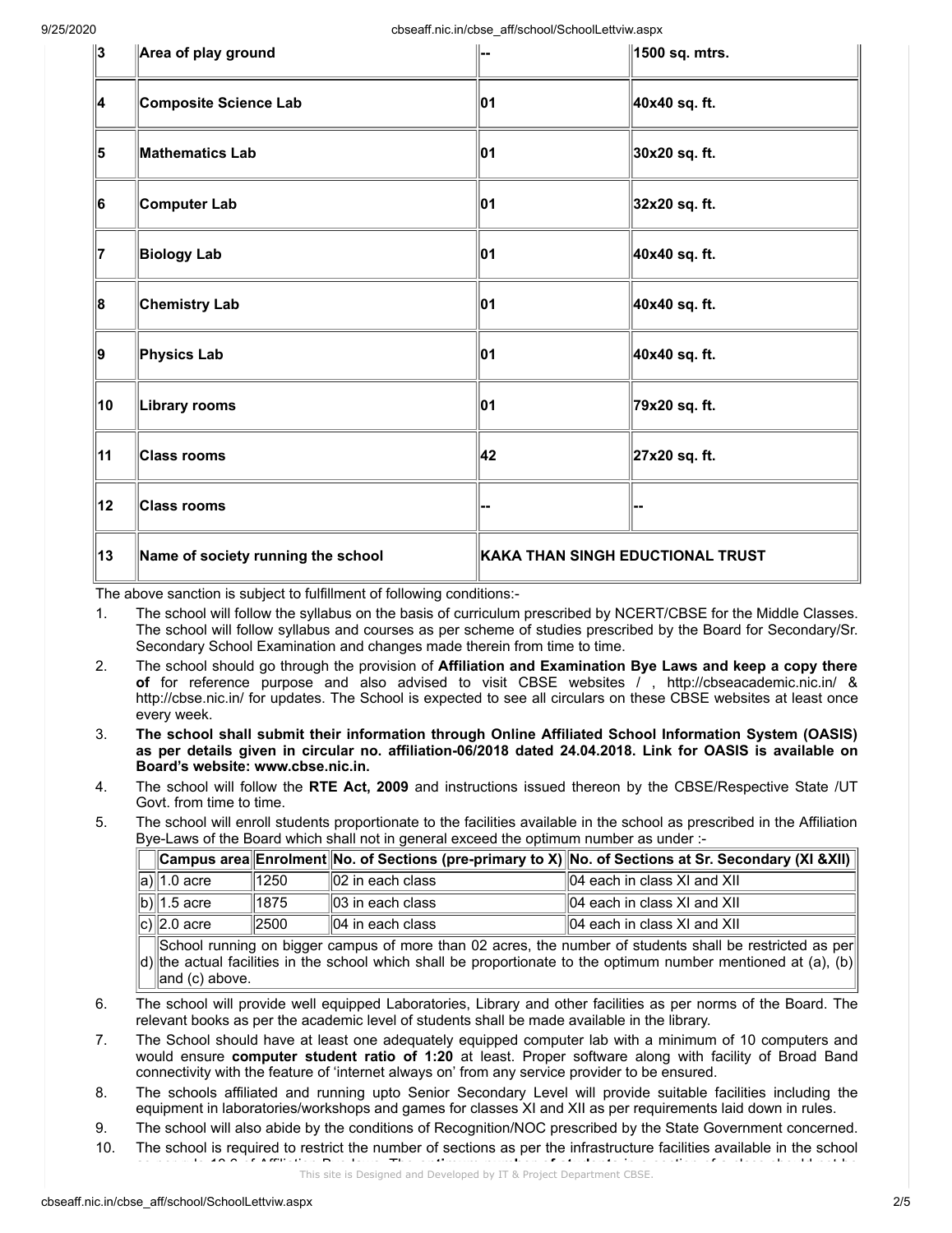| 3 | Area of play ground | -- | 1500 sq. mtrs. |
|---|---|---|---|
| 4 | Composite Science Lab | 01 | 40x40 sq. ft. |
| 5 | Mathematics Lab | 01 | 30x20 sq. ft. |
| 6 | Computer Lab | 01 | 32x20 sq. ft. |
| 7 | Biology Lab | 01 | 40x40 sq. ft. |
| 8 | Chemistry Lab | 01 | 40x40 sq. ft. |
| 9 | Physics Lab | 01 | 40x40 sq. ft. |
| 10 | Library rooms | 01 | 79x20 sq. ft. |
| 11 | Class rooms | 42 | 27x20 sq. ft. |
| 12 | Class rooms | -- | -- |
| 13 | Name of society running the school | KAKA THAN SINGH EDUCTIONAL TRUST | |

The above sanction is subject to fulfillment of following conditions:-

1. The school will follow the syllabus on the basis of curriculum prescribed by NCERT/CBSE for the Middle Classes. The school will follow syllabus and courses as per scheme of studies prescribed by the Board for Secondary/Sr. Secondary School Examination and changes made therein from time to time.
2. The school should go through the provision of **Affiliation and Examination Bye Laws and keep a copy there of** for reference purpose and also advised to visit CBSE websites / , http://cbseacademic.nic.in/ & http://cbse.nic.in/ for updates. The School is expected to see all circulars on these CBSE websites at least once every week.
3. **The school shall submit their information through Online Affiliated School Information System (OASIS) as per details given in circular no. affiliation-06/2018 dated 24.04.2018. Link for OASIS is available on Board's website: www.cbse.nic.in.**
4. The school will follow the **RTE Act, 2009** and instructions issued thereon by the CBSE/Respective State /UT Govt. from time to time.
5. The school will enroll students proportionate to the facilities available in the school as prescribed in the Affiliation Bye-Laws of the Board which shall not in general exceed the optimum number as under :-

| | Campus area | Enrolment | No. of Sections (pre-primary to X) | No. of Sections at Sr. Secondary (XI &XII) |
|---|---|---|---|---|
| a) | 1.0 acre | 1250 | 02 in each class | 04 each in class XI and XII |
| b) | 1.5 acre | 1875 | 03 in each class | 04 each in class XI and XII |
| c) | 2.0 acre | 2500 | 04 in each class | 04 each in class XI and XII |
| d) | School running on bigger campus of more than 02 acres, the number of students shall be restricted as per the actual facilities in the school which shall be proportionate to the optimum number mentioned at (a), (b) and (c) above. | | | |

6. The school will provide well equipped Laboratories, Library and other facilities as per norms of the Board. The relevant books as per the academic level of students shall be made available in the library.
7. The School should have at least one adequately equipped computer lab with a minimum of 10 computers and would ensure **computer student ratio of 1:20** at least. Proper software along with facility of Broad Band connectivity with the feature of 'internet always on' from any service provider to be ensured.
8. The schools affiliated and running upto Senior Secondary Level will provide suitable facilities including the equipment in laboratories/workshops and games for classes XI and XII as per requirements laid down in rules.
9. The school will also abide by the conditions of Recognition/NOC prescribed by the State Government concerned.
10. The school is required to restrict the number of sections as per the infrastructure facilities available in the school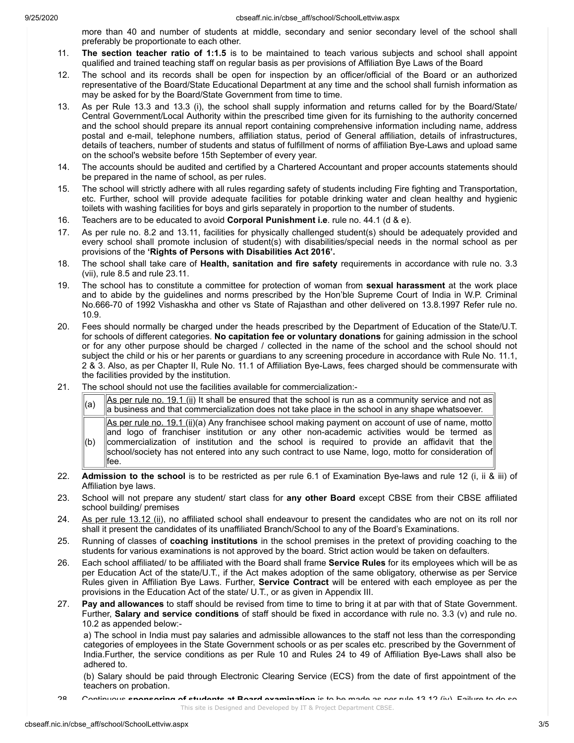more than 40 and number of students at middle, secondary and senior secondary level of the school shall preferably be proportionate to each other.

11. **The section teacher ratio of 1:1.5** is to be maintained to teach various subjects and school shall appoint qualified and trained teaching staff on regular basis as per provisions of Affiliation Bye Laws of the Board
12. The school and its records shall be open for inspection by an officer/official of the Board or an authorized representative of the Board/State Educational Department at any time and the school shall furnish information as may be asked for by the Board/State Government from time to time.
13. As per Rule 13.3 and 13.3 (i), the school shall supply information and returns called for by the Board/State/ Central Government/Local Authority within the prescribed time given for its furnishing to the authority concerned and the school should prepare its annual report containing comprehensive information including name, address postal and e-mail, telephone numbers, affiliation status, period of General affiliation, details of infrastructures, details of teachers, number of students and status of fulfillment of norms of affiliation Bye-Laws and upload same on the school's website before 15th September of every year.
14. The accounts should be audited and certified by a Chartered Accountant and proper accounts statements should be prepared in the name of school, as per rules.
15. The school will strictly adhere with all rules regarding safety of students including Fire fighting and Transportation, etc. Further, school will provide adequate facilities for potable drinking water and clean healthy and hygienic toilets with washing facilities for boys and girls separately in proportion to the number of students.
16. Teachers are to be educated to avoid **Corporal Punishment i.e**. rule no. 44.1 (d & e).
17. As per rule no. 8.2 and 13.11, facilities for physically challenged student(s) should be adequately provided and every school shall promote inclusion of student(s) with disabilities/special needs in the normal school as per provisions of the **'Rights of Persons with Disabilities Act 2016'.**
18. The school shall take care of **Health, sanitation and fire safety** requirements in accordance with rule no. 3.3 (vii), rule 8.5 and rule 23.11.
19. The school has to constitute a committee for protection of woman from **sexual harassment** at the work place and to abide by the guidelines and norms prescribed by the Hon'ble Supreme Court of India in W.P. Criminal No.666-70 of 1992 Vishaskha and other vs State of Rajasthan and other delivered on 13.8.1997 Refer rule no. 10.9.
20. Fees should normally be charged under the heads prescribed by the Department of Education of the State/U.T. for schools of different categories. **No capitation fee or voluntary donations** for gaining admission in the school or for any other purpose should be charged / collected in the name of the school and the school should not subject the child or his or her parents or guardians to any screening procedure in accordance with Rule No. 11.1, 2 & 3. Also, as per Chapter II, Rule No. 11.1 of Affiliation Bye-Laws, fees charged should be commensurate with the facilities provided by the institution.
21. The school should not use the facilities available for commercialization:-

| | |
|---|---|
| (a) | As per rule no. 19.1 (ii) It shall be ensured that the school is run as a community service and not as a business and that commercialization does not take place in the school in any shape whatsoever. |
| (b) | As per rule no. 19.1 (ii)(a) Any franchisee school making payment on account of use of name, motto and logo of franchiser institution or any other non-academic activities would be termed as commercialization of institution and the school is required to provide an affidavit that the school/society has not entered into any such contract to use Name, logo, motto for consideration of fee. |

22. **Admission to the school** is to be restricted as per rule 6.1 of Examination Bye-laws and rule 12 (i, ii & iii) of Affiliation bye laws.
23. School will not prepare any student/ start class for **any other Board** except CBSE from their CBSE affiliated school building/ premises
24. As per rule 13.12 (ii), no affiliated school shall endeavour to present the candidates who are not on its roll nor shall it present the candidates of its unaffiliated Branch/School to any of the Board's Examinations.
25. Running of classes of **coaching institutions** in the school premises in the pretext of providing coaching to the students for various examinations is not approved by the board. Strict action would be taken on defaulters.
26. Each school affiliated/ to be affiliated with the Board shall frame **Service Rules** for its employees which will be as per Education Act of the state/U.T., if the Act makes adoption of the same obligatory, otherwise as per Service Rules given in Affiliation Bye Laws. Further, **Service Contract** will be entered with each employee as per the provisions in the Education Act of the state/ U.T., or as given in Appendix III.
27. **Pay and allowances** to staff should be revised from time to time to bring it at par with that of State Government. Further, **Salary and service conditions** of staff should be fixed in accordance with rule no. 3.3 (v) and rule no. 10.2 as appended below:-

    a) The school in India must pay salaries and admissible allowances to the staff not less than the corresponding categories of employees in the State Government schools or as per scales etc. prescribed by the Government of India.Further, the service conditions as per Rule 10 and Rules 24 to 49 of Affiliation Bye-Laws shall also be adhered to.

    (b) Salary should be paid through Electronic Clearing Service (ECS) from the date of first appointment of the teachers on probation.

28. Continuous **sponsoring of students at Board examination** is to be made as per rule 13.12 (iv). Failure to do so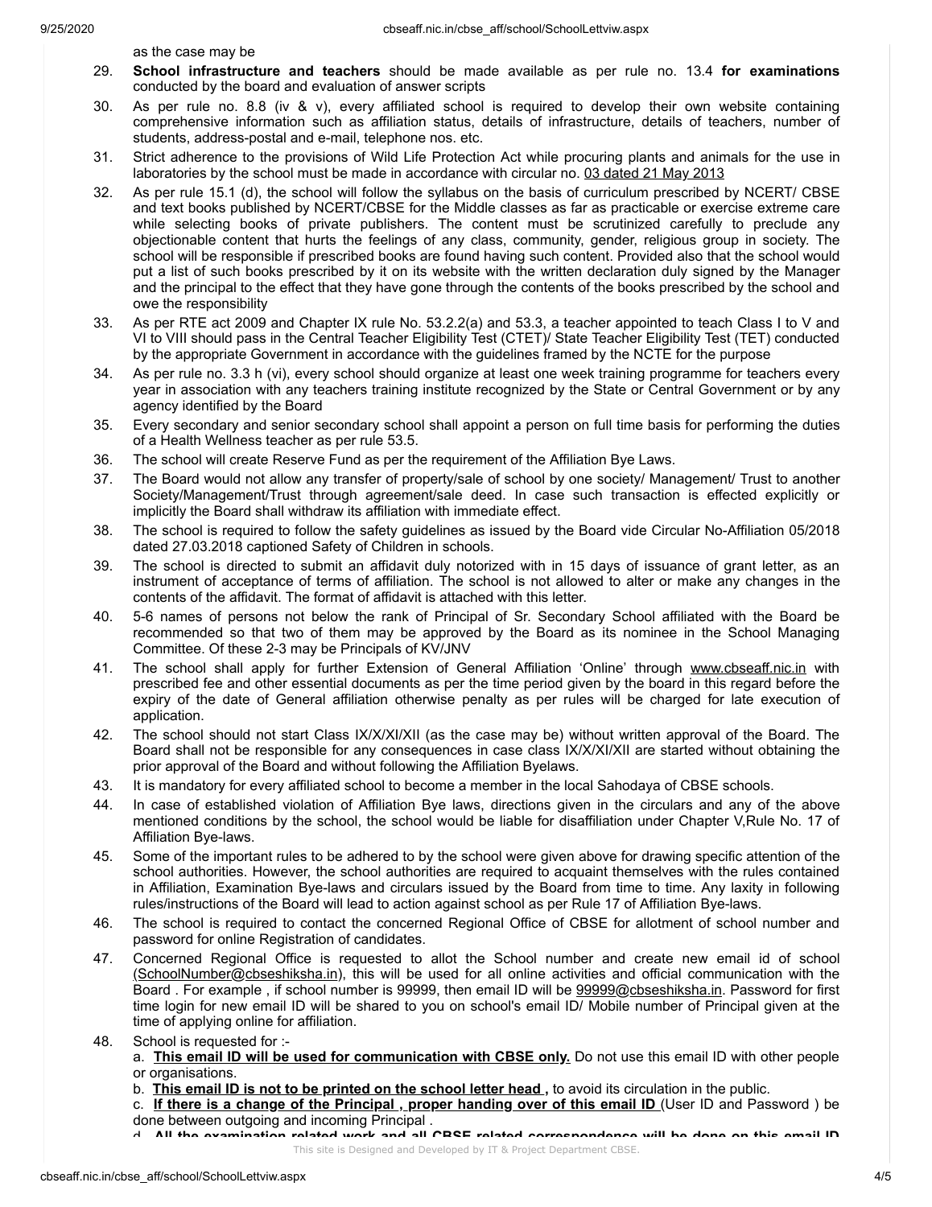as the case may be

29. **School infrastructure and teachers** should be made available as per rule no. 13.4 **for examinations** conducted by the board and evaluation of answer scripts
30. As per rule no. 8.8 (iv & v), every affiliated school is required to develop their own website containing comprehensive information such as affiliation status, details of infrastructure, details of teachers, number of students, address-postal and e-mail, telephone nos. etc.
31. Strict adherence to the provisions of Wild Life Protection Act while procuring plants and animals for the use in laboratories by the school must be made in accordance with circular no. 03 dated 21 May 2013
32. As per rule 15.1 (d), the school will follow the syllabus on the basis of curriculum prescribed by NCERT/ CBSE and text books published by NCERT/CBSE for the Middle classes as far as practicable or exercise extreme care while selecting books of private publishers. The content must be scrutinized carefully to preclude any objectionable content that hurts the feelings of any class, community, gender, religious group in society. The school will be responsible if prescribed books are found having such content. Provided also that the school would put a list of such books prescribed by it on its website with the written declaration duly signed by the Manager and the principal to the effect that they have gone through the contents of the books prescribed by the school and owe the responsibility
33. As per RTE act 2009 and Chapter IX rule No. 53.2.2(a) and 53.3, a teacher appointed to teach Class I to V and VI to VIII should pass in the Central Teacher Eligibility Test (CTET)/ State Teacher Eligibility Test (TET) conducted by the appropriate Government in accordance with the guidelines framed by the NCTE for the purpose
34. As per rule no. 3.3 h (vi), every school should organize at least one week training programme for teachers every year in association with any teachers training institute recognized by the State or Central Government or by any agency identified by the Board
35. Every secondary and senior secondary school shall appoint a person on full time basis for performing the duties of a Health Wellness teacher as per rule 53.5.
36. The school will create Reserve Fund as per the requirement of the Affiliation Bye Laws.
37. The Board would not allow any transfer of property/sale of school by one society/ Management/ Trust to another Society/Management/Trust through agreement/sale deed. In case such transaction is effected explicitly or implicitly the Board shall withdraw its affiliation with immediate effect.
38. The school is required to follow the safety guidelines as issued by the Board vide Circular No-Affiliation 05/2018 dated 27.03.2018 captioned Safety of Children in schools.
39. The school is directed to submit an affidavit duly notorized with in 15 days of issuance of grant letter, as an instrument of acceptance of terms of affiliation. The school is not allowed to alter or make any changes in the contents of the affidavit. The format of affidavit is attached with this letter.
40. 5-6 names of persons not below the rank of Principal of Sr. Secondary School affiliated with the Board be recommended so that two of them may be approved by the Board as its nominee in the School Managing Committee. Of these 2-3 may be Principals of KV/JNV
41. The school shall apply for further Extension of General Affiliation 'Online' through www.cbseaff.nic.in with prescribed fee and other essential documents as per the time period given by the board in this regard before the expiry of the date of General affiliation otherwise penalty as per rules will be charged for late execution of application.
42. The school should not start Class IX/X/XI/XII (as the case may be) without written approval of the Board. The Board shall not be responsible for any consequences in case class IX/X/XI/XII are started without obtaining the prior approval of the Board and without following the Affiliation Byelaws.
43. It is mandatory for every affiliated school to become a member in the local Sahodaya of CBSE schools.
44. In case of established violation of Affiliation Bye laws, directions given in the circulars and any of the above mentioned conditions by the school, the school would be liable for disaffiliation under Chapter V,Rule No. 17 of Affiliation Bye-laws.
45. Some of the important rules to be adhered to by the school were given above for drawing specific attention of the school authorities. However, the school authorities are required to acquaint themselves with the rules contained in Affiliation, Examination Bye-laws and circulars issued by the Board from time to time. Any laxity in following rules/instructions of the Board will lead to action against school as per Rule 17 of Affiliation Bye-laws.
46. The school is required to contact the concerned Regional Office of CBSE for allotment of school number and password for online Registration of candidates.
47. Concerned Regional Office is requested to allot the School number and create new email id of school (SchoolNumber@cbseshiksha.in), this will be used for all online activities and official communication with the Board . For example , if school number is 99999, then email ID will be 99999@cbseshiksha.in. Password for first time login for new email ID will be shared to you on school's email ID/ Mobile number of Principal given at the time of applying online for affiliation.
48. School is requested for :-

    a. **This email ID will be used for communication with CBSE only.** Do not use this email ID with other people or organisations.

    b. **This email ID is not to be printed on the school letter head ,** to avoid its circulation in the public.

    c. **If there is a change of the Principal , proper handing over of this email ID** (User ID and Password ) be done between outgoing and incoming Principal .

    d. **All the examination related work and all CBSE related correspondence will be done on this email ID**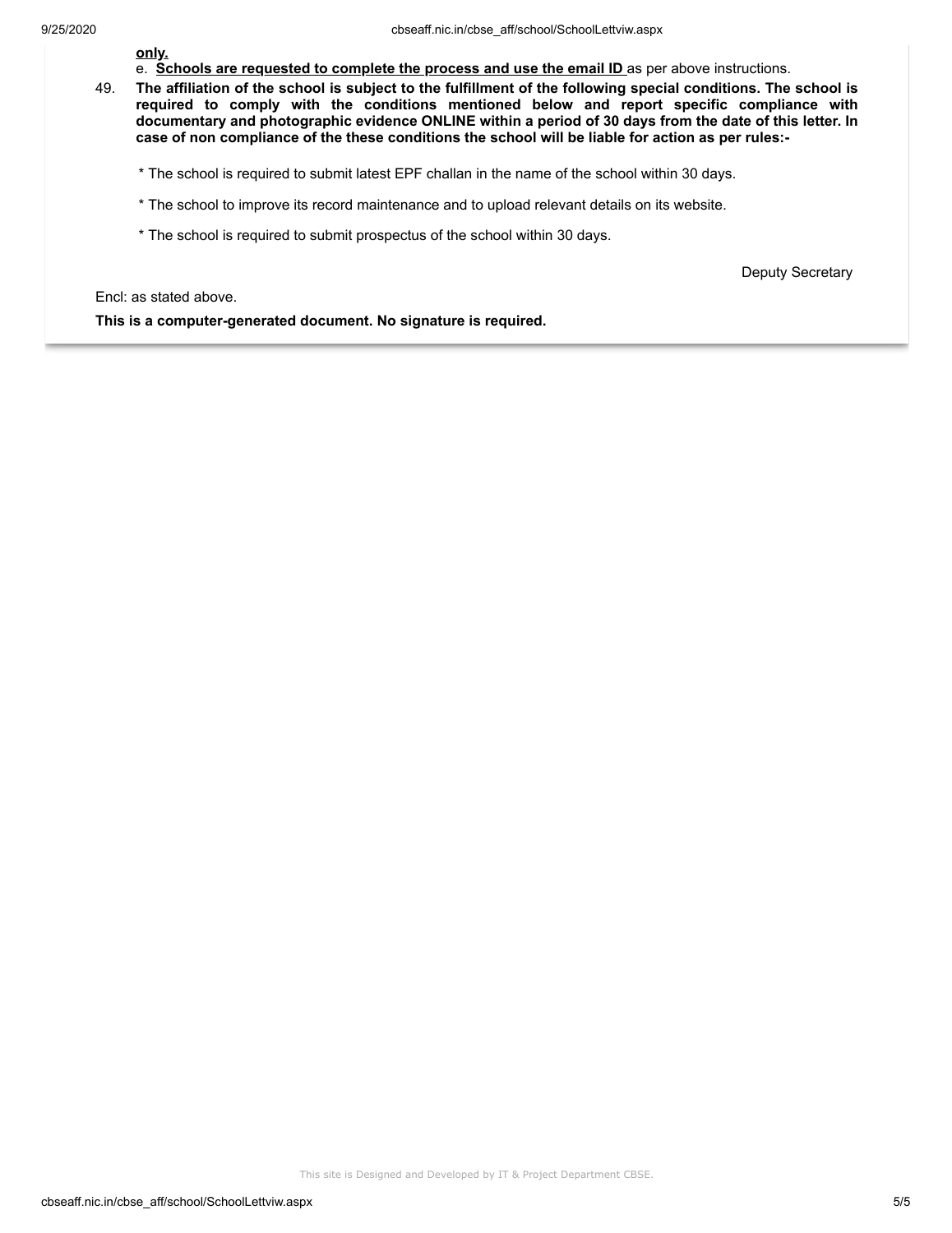**only.**

e. **Schools are requested to complete the process and use the email ID** as per above instructions.

49. **The affiliation of the school is subject to the fulfillment of the following special conditions. The school is required to comply with the conditions mentioned below and report specific compliance with documentary and photographic evidence ONLINE within a period of 30 days from the date of this letter. In case of non compliance of the these conditions the school will be liable for action as per rules:-**

* The school is required to submit latest EPF challan in the name of the school within 30 days.

* The school to improve its record maintenance and to upload relevant details on its website.

* The school is required to submit prospectus of the school within 30 days.

Deputy Secretary

Encl: as stated above.

**This is a computer-generated document. No signature is required.**

This site is Designed and Developed by IT & Project Department CBSE.